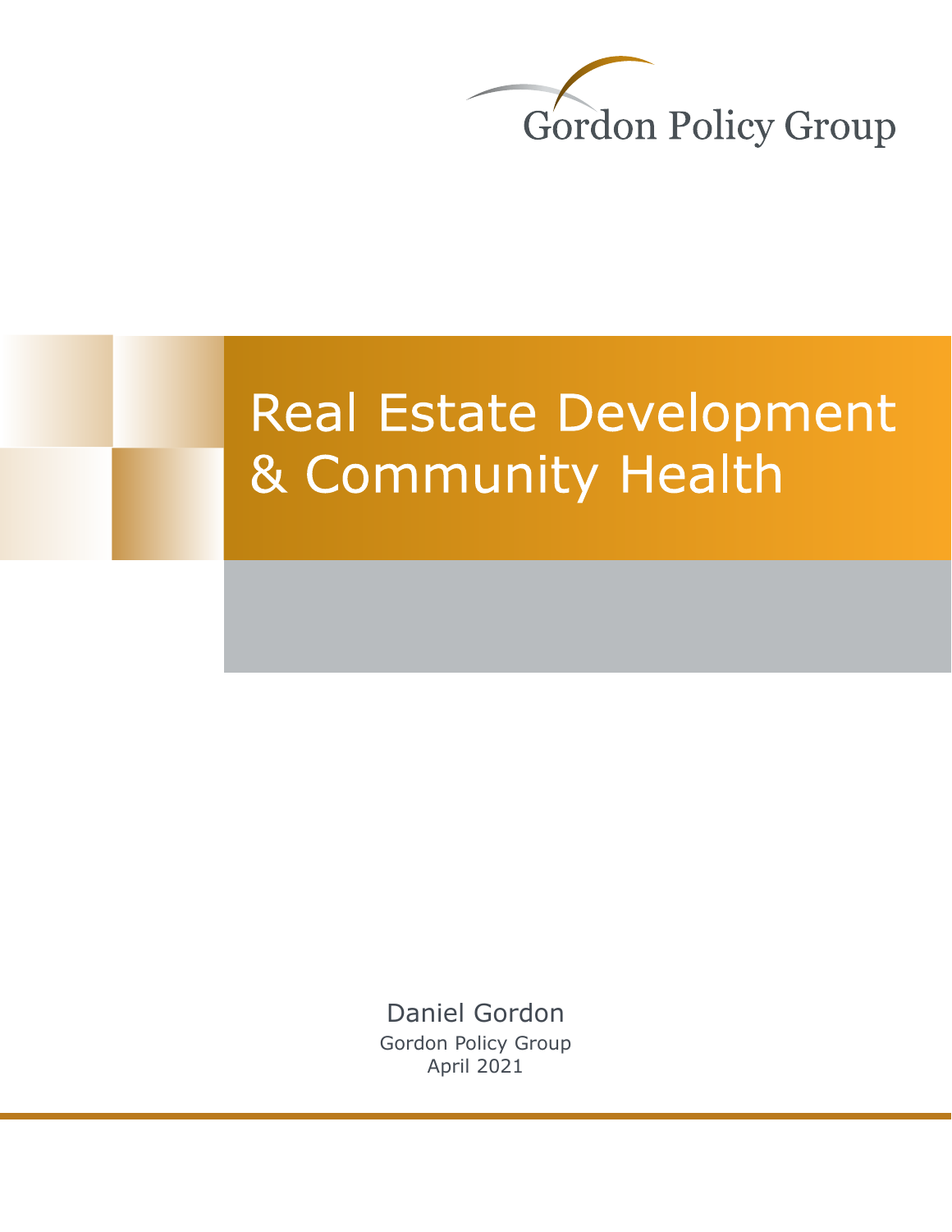Gordon Policy Group

# Real Estate Development & Community Health

Daniel Gordon

Gordon Policy Group

April 2021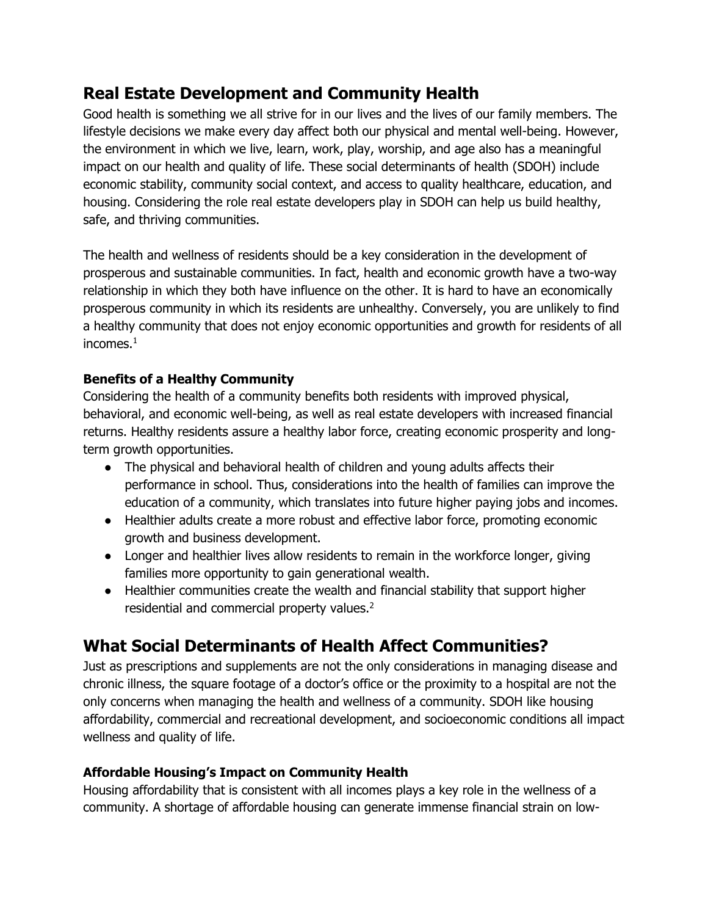## Real Estate Development and Community Health

Good health is something we all strive for in our lives and the lives of our family members. The lifestyle decisions we make every day affect both our physical and mental well-being. However, the environment in which we live, learn, work, play, worship, and age also has a meaningful impact on our health and quality of life. These social determinants of health (SDOH) include economic stability, community social context, and access to quality healthcare, education, and housing. Considering the role real estate developers play in SDOH can help us build healthy, safe, and thriving communities.

The health and wellness of residents should be a key consideration in the development of prosperous and sustainable communities. In fact, health and economic growth have a two-way relationship in which they both have influence on the other. It is hard to have an economically prosperous community in which its residents are unhealthy. Conversely, you are unlikely to find a healthy community that does not enjoy economic opportunities and growth for residents of all incomes.[1]

### Benefits of a Healthy Community

Considering the health of a community benefits both residents with improved physical, behavioral, and economic well-being, as well as real estate developers with increased financial returns. Healthy residents assure a healthy labor force, creating economic prosperity and long-term growth opportunities.

- The physical and behavioral health of children and young adults affects their performance in school. Thus, considerations into the health of families can improve the education of a community, which translates into future higher paying jobs and incomes.
- Healthier adults create a more robust and effective labor force, promoting economic growth and business development.
- Longer and healthier lives allow residents to remain in the workforce longer, giving families more opportunity to gain generational wealth.
- Healthier communities create the wealth and financial stability that support higher residential and commercial property values.[2]

## What Social Determinants of Health Affect Communities?

Just as prescriptions and supplements are not the only considerations in managing disease and chronic illness, the square footage of a doctor's office or the proximity to a hospital are not the only concerns when managing the health and wellness of a community. SDOH like housing affordability, commercial and recreational development, and socioeconomic conditions all impact wellness and quality of life.

### Affordable Housing's Impact on Community Health

Housing affordability that is consistent with all incomes plays a key role in the wellness of a community. A shortage of affordable housing can generate immense financial strain on low-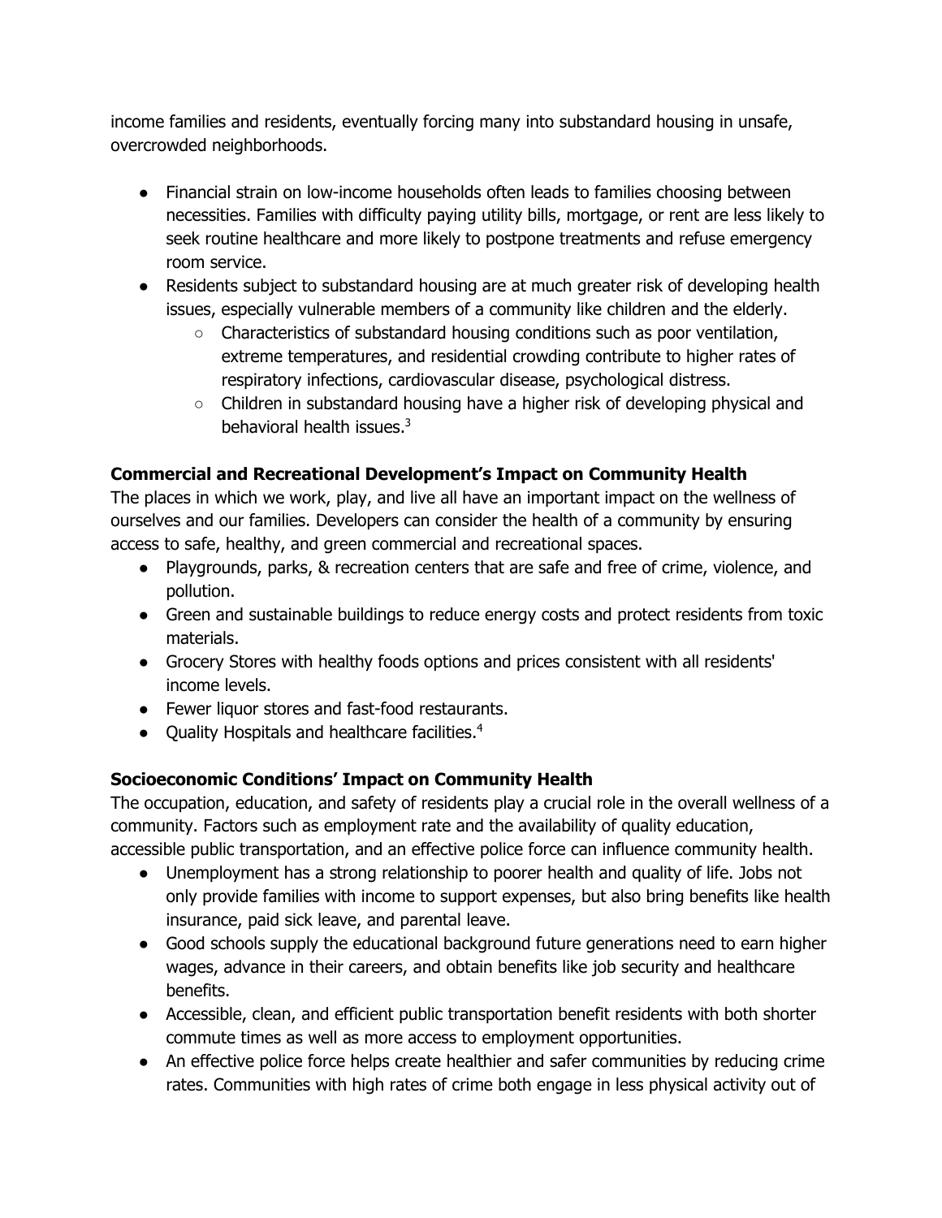income families and residents, eventually forcing many into substandard housing in unsafe, overcrowded neighborhoods.

- Financial strain on low-income households often leads to families choosing between necessities. Families with difficulty paying utility bills, mortgage, or rent are less likely to seek routine healthcare and more likely to postpone treatments and refuse emergency room service.
- Residents subject to substandard housing are at much greater risk of developing health issues, especially vulnerable members of a community like children and the elderly.
    - Characteristics of substandard housing conditions such as poor ventilation, extreme temperatures, and residential crowding contribute to higher rates of respiratory infections, cardiovascular disease, psychological distress.
    - Children in substandard housing have a higher risk of developing physical and behavioral health issues.[3]

**Commercial and Recreational Development's Impact on Community Health**

The places in which we work, play, and live all have an important impact on the wellness of ourselves and our families. Developers can consider the health of a community by ensuring access to safe, healthy, and green commercial and recreational spaces.

- Playgrounds, parks, & recreation centers that are safe and free of crime, violence, and pollution.
- Green and sustainable buildings to reduce energy costs and protect residents from toxic materials.
- Grocery Stores with healthy foods options and prices consistent with all residents' income levels.
- Fewer liquor stores and fast-food restaurants.
- Quality Hospitals and healthcare facilities.[4]

**Socioeconomic Conditions' Impact on Community Health**

The occupation, education, and safety of residents play a crucial role in the overall wellness of a community. Factors such as employment rate and the availability of quality education, accessible public transportation, and an effective police force can influence community health.

- Unemployment has a strong relationship to poorer health and quality of life. Jobs not only provide families with income to support expenses, but also bring benefits like health insurance, paid sick leave, and parental leave.
- Good schools supply the educational background future generations need to earn higher wages, advance in their careers, and obtain benefits like job security and healthcare benefits.
- Accessible, clean, and efficient public transportation benefit residents with both shorter commute times as well as more access to employment opportunities.
- An effective police force helps create healthier and safer communities by reducing crime rates. Communities with high rates of crime both engage in less physical activity out of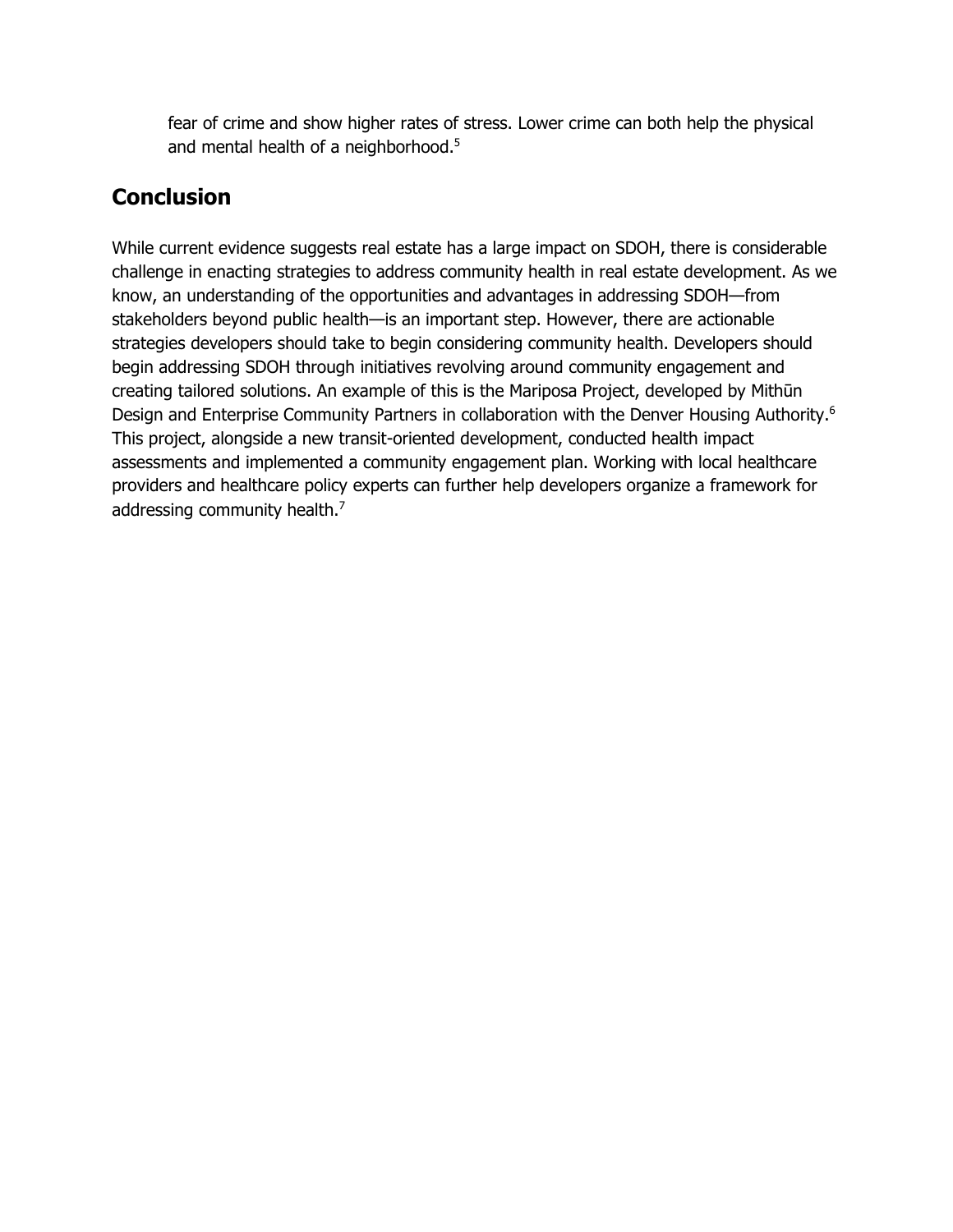fear of crime and show higher rates of stress. Lower crime can both help the physical and mental health of a neighborhood.[5]

## Conclusion

While current evidence suggests real estate has a large impact on SDOH, there is considerable challenge in enacting strategies to address community health in real estate development. As we know, an understanding of the opportunities and advantages in addressing SDOH—from stakeholders beyond public health—is an important step. However, there are actionable strategies developers should take to begin considering community health. Developers should begin addressing SDOH through initiatives revolving around community engagement and creating tailored solutions. An example of this is the Mariposa Project, developed by Mithūn Design and Enterprise Community Partners in collaboration with the Denver Housing Authority.[6] This project, alongside a new transit-oriented development, conducted health impact assessments and implemented a community engagement plan. Working with local healthcare providers and healthcare policy experts can further help developers organize a framework for addressing community health.[7]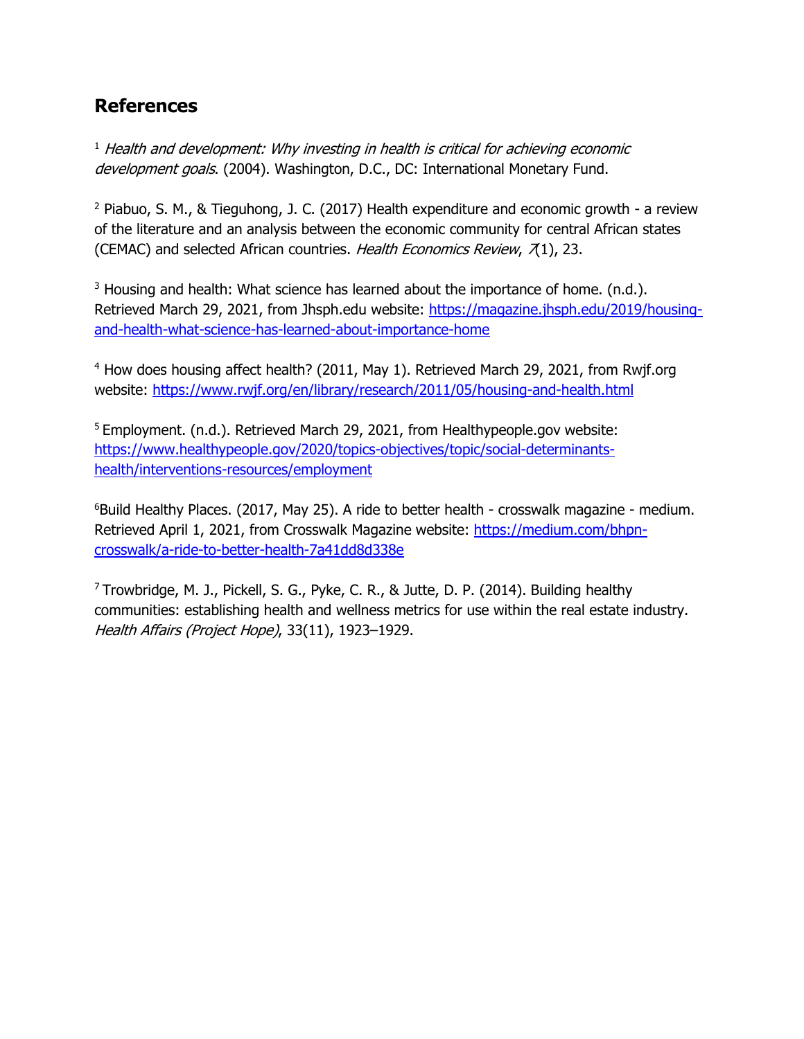## References

[1] *Health and development: Why investing in health is critical for achieving economic development goals*. (2004). Washington, D.C., DC: International Monetary Fund.

[2] Piabuo, S. M., & Tieguhong, J. C. (2017) Health expenditure and economic growth - a review of the literature and an analysis between the economic community for central African states (CEMAC) and selected African countries. *Health Economics Review*, *7*(1), 23.

[3] Housing and health: What science has learned about the importance of home. (n.d.). Retrieved March 29, 2021, from Jhsph.edu website: https://magazine.jhsph.edu/2019/housing-and-health-what-science-has-learned-about-importance-home

[4] How does housing affect health? (2011, May 1). Retrieved March 29, 2021, from Rwjf.org website: https://www.rwjf.org/en/library/research/2011/05/housing-and-health.html

[5] Employment. (n.d.). Retrieved March 29, 2021, from Healthypeople.gov website: https://www.healthypeople.gov/2020/topics-objectives/topic/social-determinants-health/interventions-resources/employment

[6] Build Healthy Places. (2017, May 25). A ride to better health - crosswalk magazine - medium. Retrieved April 1, 2021, from Crosswalk Magazine website: https://medium.com/bhpn-crosswalk/a-ride-to-better-health-7a41dd8d338e

[7] Trowbridge, M. J., Pickell, S. G., Pyke, C. R., & Jutte, D. P. (2014). Building healthy communities: establishing health and wellness metrics for use within the real estate industry. *Health Affairs (Project Hope)*, 33(11), 1923–1929.